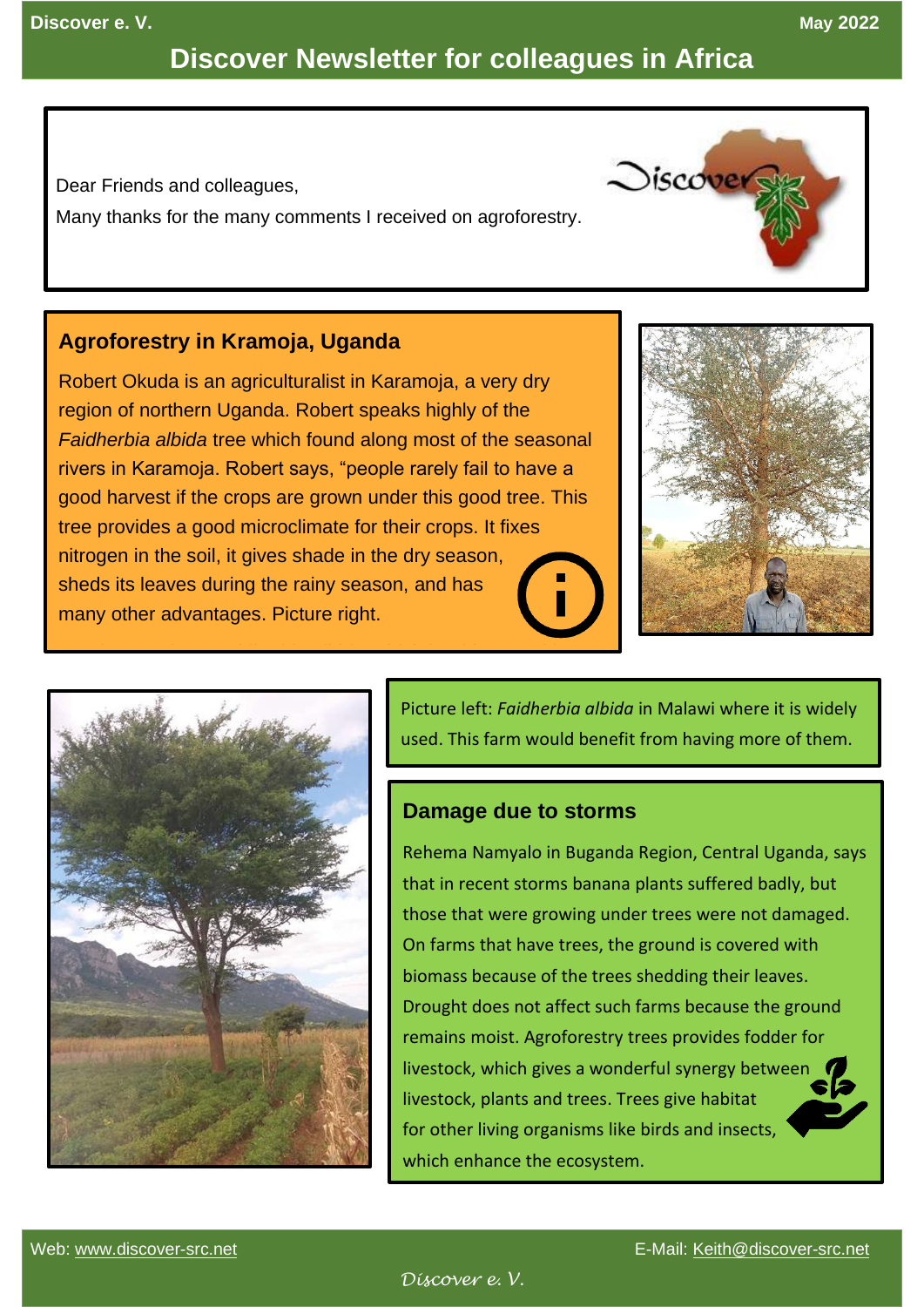# Discover Newsletter for colleagues in Africa

Dear Friends and colleagues,

Many thanks for the many comments I received on agroforestry.

## Agroforestry in Kramoja, Uganda

Robert Okuda is an agriculturalist in Karamoja, a very dry region of northern Uganda. Robert speaks highly of the *Faidherbia albida* tree which found along most of the seasonal rivers in Karamoja. Robert says, "people rarely fail to have a good harvest if the crops are grown under this good tree. This tree provides a good microclimate for their crops. It fixes nitrogen in the soil, it gives shade in the dry season, sheds its leaves during the rainy season, and has many other advantages. Picture right.

Picture left: *Faidherbia albida* in Malawi where it is widely used. This farm would benefit from having more of them.

## Damage due to storms

Rehema Namyalo in Buganda Region, Central Uganda, says that in recent storms banana plants suffered badly, but those that were growing under trees were not damaged. On farms that have trees, the ground is covered with biomass because of the trees shedding their leaves. Drought does not affect such farms because the ground remains moist. Agroforestry trees provides fodder for livestock, which gives a wonderful synergy between livestock, plants and trees. Trees give habitat for other living organisms like birds and insects, which enhance the ecosystem.

Web: www.discover-src.net

E-Mail: Keith@discover-src.net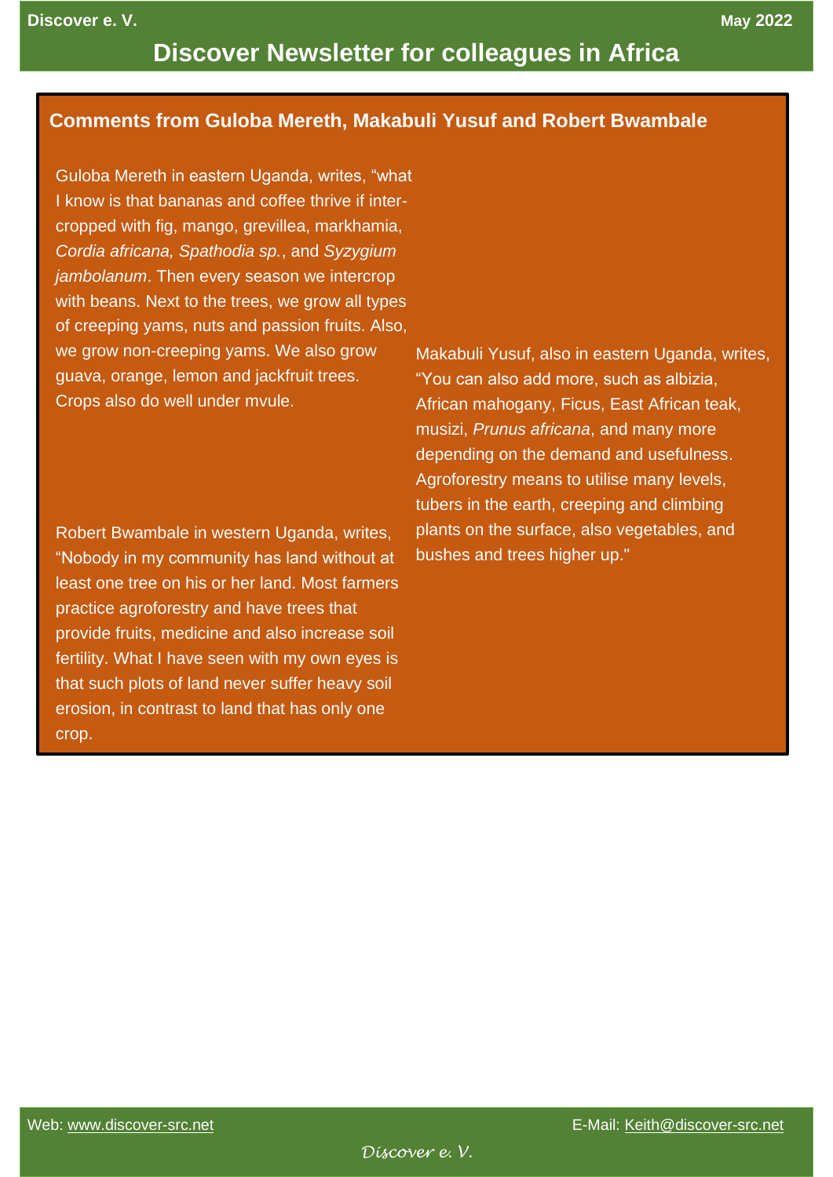## Comments from Guloba Mereth, Makabuli Yusuf and Robert Bwambale

Guloba Mereth in eastern Uganda, writes, “what I know is that bananas and coffee thrive if inter-cropped with fig, mango, grevillea, markhamia, *Cordia africana, Spathodia sp.*, and *Syzygium jambolanum*. Then every season we intercrop with beans. Next to the trees, we grow all types of creeping yams, nuts and passion fruits. Also, we grow non-creeping yams. We also grow guava, orange, lemon and jackfruit trees. Crops also do well under mvule.

Robert Bwambale in western Uganda, writes, “Nobody in my community has land without at least one tree on his or her land. Most farmers practice agroforestry and have trees that provide fruits, medicine and also increase soil fertility. What I have seen with my own eyes is that such plots of land never suffer heavy soil erosion, in contrast to land that has only one crop.

Makabuli Yusuf, also in eastern Uganda, writes, “You can also add more, such as albizia, African mahogany, Ficus, East African teak, musizi, *Prunus africana*, and many more depending on the demand and usefulness. Agroforestry means to utilise many levels, tubers in the earth, creeping and climbing plants on the surface, also vegetables, and bushes and trees higher up."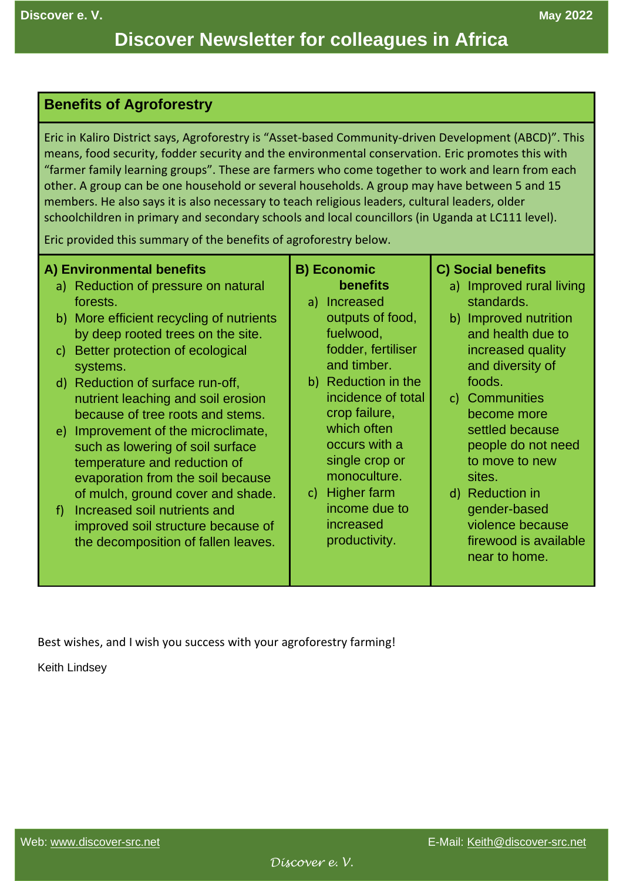## Benefits of Agroforestry

Eric in Kaliro District says, Agroforestry is "Asset-based Community-driven Development (ABCD)". This means, food security, fodder security and the environmental conservation. Eric promotes this with "farmer family learning groups". These are farmers who come together to work and learn from each other. A group can be one household or several households. A group may have between 5 and 15 members. He also says it is also necessary to teach religious leaders, cultural leaders, older schoolchildren in primary and secondary schools and local councillors (in Uganda at LC111 level).

Eric provided this summary of the benefits of agroforestry below.

### A) Environmental benefits

a) Reduction of pressure on natural forests.
b) More efficient recycling of nutrients by deep rooted trees on the site.
c) Better protection of ecological systems.
d) Reduction of surface run-off, nutrient leaching and soil erosion because of tree roots and stems.
e) Improvement of the microclimate, such as lowering of soil surface temperature and reduction of evaporation from the soil because of mulch, ground cover and shade.
f) Increased soil nutrients and improved soil structure because of the decomposition of fallen leaves.

### B) Economic benefits

a) Increased outputs of food, fuelwood, fodder, fertiliser and timber.
b) Reduction in the incidence of total crop failure, which often occurs with a single crop or monoculture.
c) Higher farm income due to increased productivity.

### C) Social benefits

a) Improved rural living standards.
b) Improved nutrition and health due to increased quality and diversity of foods.
c) Communities become more settled because people do not need to move to new sites.
d) Reduction in gender-based violence because firewood is available near to home.

Best wishes, and I wish you success with your agroforestry farming!

Keith Lindsey